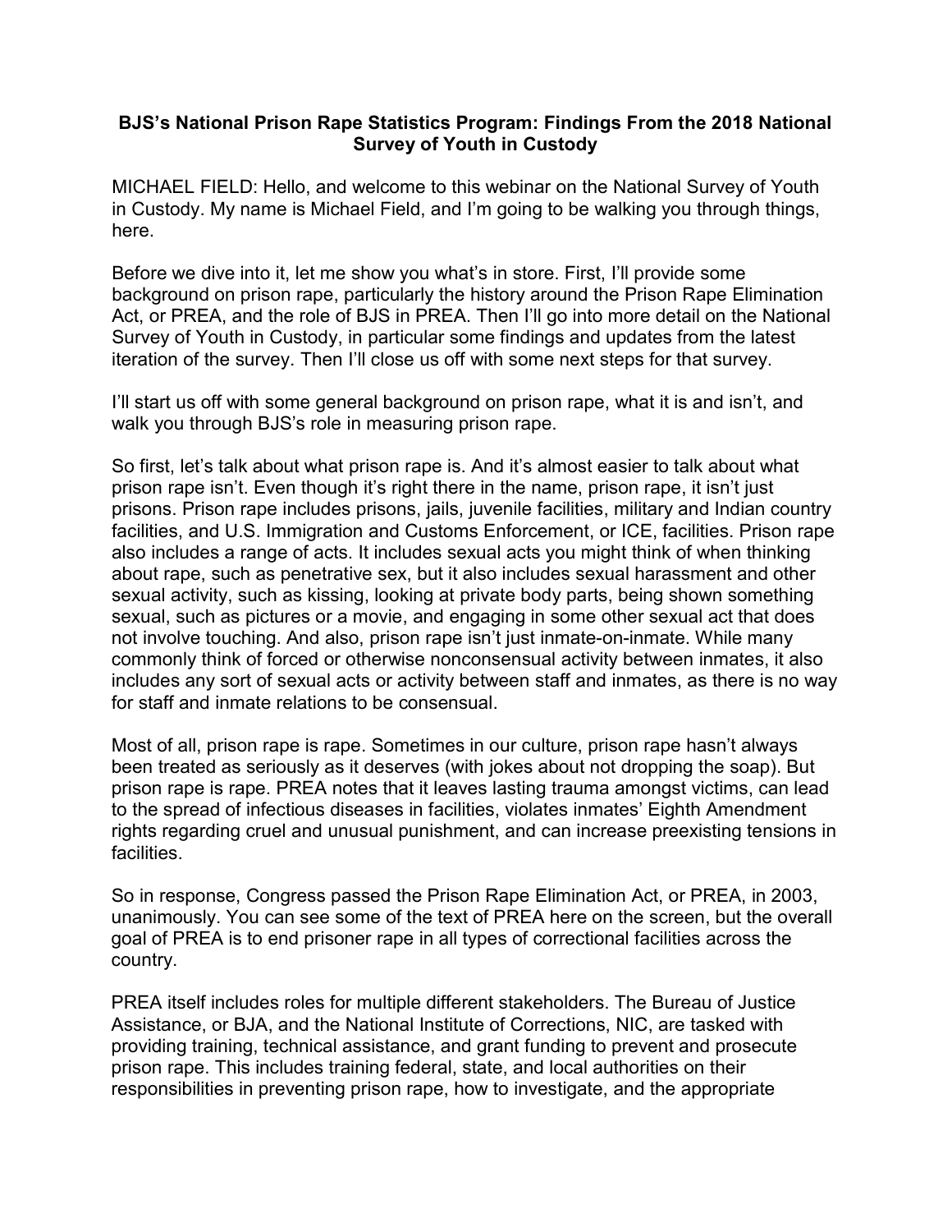# BJS's National Prison Rape Statistics Program: Findings From the 2018 National Survey of Youth in Custody

MICHAEL FIELD: Hello, and welcome to this webinar on the National Survey of Youth in Custody. My name is Michael Field, and I'm going to be walking you through things, here.

Before we dive into it, let me show you what's in store. First, I'll provide some background on prison rape, particularly the history around the Prison Rape Elimination Act, or PREA, and the role of BJS in PREA. Then I'll go into more detail on the National Survey of Youth in Custody, in particular some findings and updates from the latest iteration of the survey. Then I'll close us off with some next steps for that survey.

I'll start us off with some general background on prison rape, what it is and isn't, and walk you through BJS's role in measuring prison rape.

So first, let's talk about what prison rape is. And it's almost easier to talk about what prison rape isn't. Even though it's right there in the name, prison rape, it isn't just prisons. Prison rape includes prisons, jails, juvenile facilities, military and Indian country facilities, and U.S. Immigration and Customs Enforcement, or ICE, facilities. Prison rape also includes a range of acts. It includes sexual acts you might think of when thinking about rape, such as penetrative sex, but it also includes sexual harassment and other sexual activity, such as kissing, looking at private body parts, being shown something sexual, such as pictures or a movie, and engaging in some other sexual act that does not involve touching. And also, prison rape isn't just inmate-on-inmate. While many commonly think of forced or otherwise nonconsensual activity between inmates, it also includes any sort of sexual acts or activity between staff and inmates, as there is no way for staff and inmate relations to be consensual.

Most of all, prison rape is rape. Sometimes in our culture, prison rape hasn't always been treated as seriously as it deserves (with jokes about not dropping the soap). But prison rape is rape. PREA notes that it leaves lasting trauma amongst victims, can lead to the spread of infectious diseases in facilities, violates inmates' Eighth Amendment rights regarding cruel and unusual punishment, and can increase preexisting tensions in facilities.

So in response, Congress passed the Prison Rape Elimination Act, or PREA, in 2003, unanimously. You can see some of the text of PREA here on the screen, but the overall goal of PREA is to end prisoner rape in all types of correctional facilities across the country.

PREA itself includes roles for multiple different stakeholders. The Bureau of Justice Assistance, or BJA, and the National Institute of Corrections, NIC, are tasked with providing training, technical assistance, and grant funding to prevent and prosecute prison rape. This includes training federal, state, and local authorities on their responsibilities in preventing prison rape, how to investigate, and the appropriate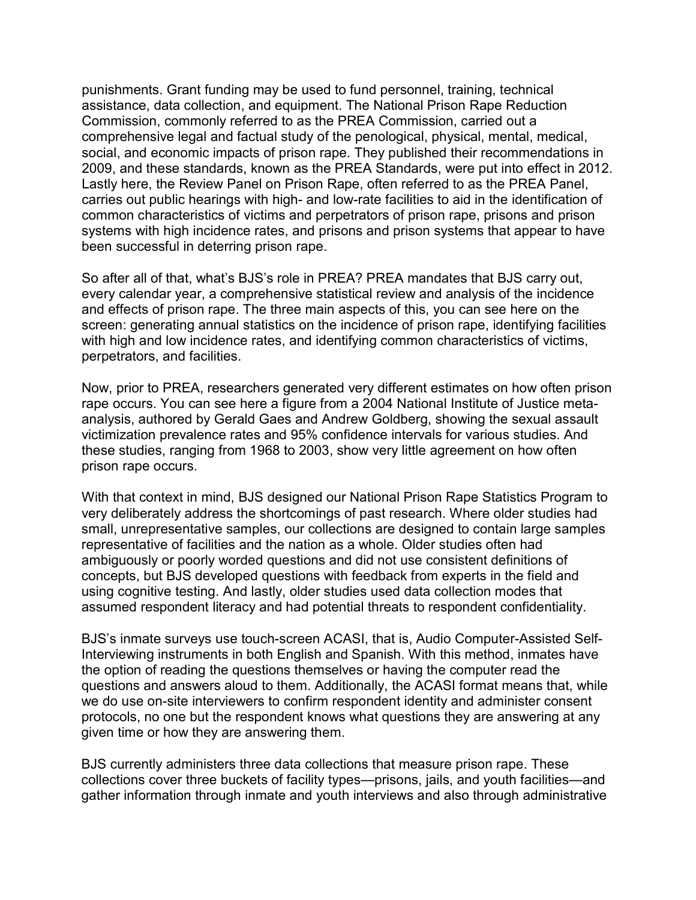punishments. Grant funding may be used to fund personnel, training, technical assistance, data collection, and equipment. The National Prison Rape Reduction Commission, commonly referred to as the PREA Commission, carried out a comprehensive legal and factual study of the penological, physical, mental, medical, social, and economic impacts of prison rape. They published their recommendations in 2009, and these standards, known as the PREA Standards, were put into effect in 2012. Lastly here, the Review Panel on Prison Rape, often referred to as the PREA Panel, carries out public hearings with high- and low-rate facilities to aid in the identification of common characteristics of victims and perpetrators of prison rape, prisons and prison systems with high incidence rates, and prisons and prison systems that appear to have been successful in deterring prison rape.

So after all of that, what's BJS's role in PREA? PREA mandates that BJS carry out, every calendar year, a comprehensive statistical review and analysis of the incidence and effects of prison rape. The three main aspects of this, you can see here on the screen: generating annual statistics on the incidence of prison rape, identifying facilities with high and low incidence rates, and identifying common characteristics of victims, perpetrators, and facilities.

Now, prior to PREA, researchers generated very different estimates on how often prison rape occurs. You can see here a figure from a 2004 National Institute of Justice meta-analysis, authored by Gerald Gaes and Andrew Goldberg, showing the sexual assault victimization prevalence rates and 95% confidence intervals for various studies. And these studies, ranging from 1968 to 2003, show very little agreement on how often prison rape occurs.

With that context in mind, BJS designed our National Prison Rape Statistics Program to very deliberately address the shortcomings of past research. Where older studies had small, unrepresentative samples, our collections are designed to contain large samples representative of facilities and the nation as a whole. Older studies often had ambiguously or poorly worded questions and did not use consistent definitions of concepts, but BJS developed questions with feedback from experts in the field and using cognitive testing. And lastly, older studies used data collection modes that assumed respondent literacy and had potential threats to respondent confidentiality.

BJS's inmate surveys use touch-screen ACASI, that is, Audio Computer-Assisted Self-Interviewing instruments in both English and Spanish. With this method, inmates have the option of reading the questions themselves or having the computer read the questions and answers aloud to them. Additionally, the ACASI format means that, while we do use on-site interviewers to confirm respondent identity and administer consent protocols, no one but the respondent knows what questions they are answering at any given time or how they are answering them.

BJS currently administers three data collections that measure prison rape. These collections cover three buckets of facility types—prisons, jails, and youth facilities—and gather information through inmate and youth interviews and also through administrative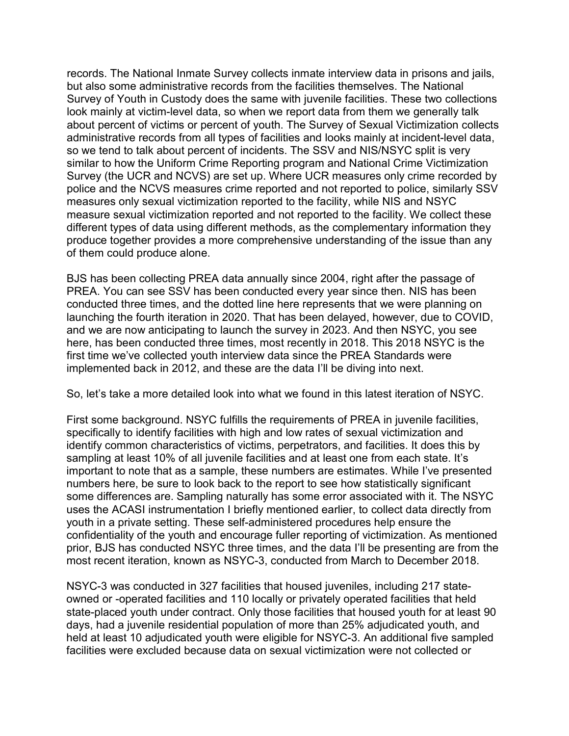records. The National Inmate Survey collects inmate interview data in prisons and jails, but also some administrative records from the facilities themselves. The National Survey of Youth in Custody does the same with juvenile facilities. These two collections look mainly at victim-level data, so when we report data from them we generally talk about percent of victims or percent of youth. The Survey of Sexual Victimization collects administrative records from all types of facilities and looks mainly at incident-level data, so we tend to talk about percent of incidents. The SSV and NIS/NSYC split is very similar to how the Uniform Crime Reporting program and National Crime Victimization Survey (the UCR and NCVS) are set up. Where UCR measures only crime recorded by police and the NCVS measures crime reported and not reported to police, similarly SSV measures only sexual victimization reported to the facility, while NIS and NSYC measure sexual victimization reported and not reported to the facility. We collect these different types of data using different methods, as the complementary information they produce together provides a more comprehensive understanding of the issue than any of them could produce alone.

BJS has been collecting PREA data annually since 2004, right after the passage of PREA. You can see SSV has been conducted every year since then. NIS has been conducted three times, and the dotted line here represents that we were planning on launching the fourth iteration in 2020. That has been delayed, however, due to COVID, and we are now anticipating to launch the survey in 2023. And then NSYC, you see here, has been conducted three times, most recently in 2018. This 2018 NSYC is the first time we've collected youth interview data since the PREA Standards were implemented back in 2012, and these are the data I'll be diving into next.

So, let's take a more detailed look into what we found in this latest iteration of NSYC.

First some background. NSYC fulfills the requirements of PREA in juvenile facilities, specifically to identify facilities with high and low rates of sexual victimization and identify common characteristics of victims, perpetrators, and facilities. It does this by sampling at least 10% of all juvenile facilities and at least one from each state. It's important to note that as a sample, these numbers are estimates. While I've presented numbers here, be sure to look back to the report to see how statistically significant some differences are. Sampling naturally has some error associated with it. The NSYC uses the ACASI instrumentation I briefly mentioned earlier, to collect data directly from youth in a private setting. These self-administered procedures help ensure the confidentiality of the youth and encourage fuller reporting of victimization. As mentioned prior, BJS has conducted NSYC three times, and the data I'll be presenting are from the most recent iteration, known as NSYC-3, conducted from March to December 2018.

NSYC-3 was conducted in 327 facilities that housed juveniles, including 217 state-owned or -operated facilities and 110 locally or privately operated facilities that held state-placed youth under contract. Only those facilities that housed youth for at least 90 days, had a juvenile residential population of more than 25% adjudicated youth, and held at least 10 adjudicated youth were eligible for NSYC-3. An additional five sampled facilities were excluded because data on sexual victimization were not collected or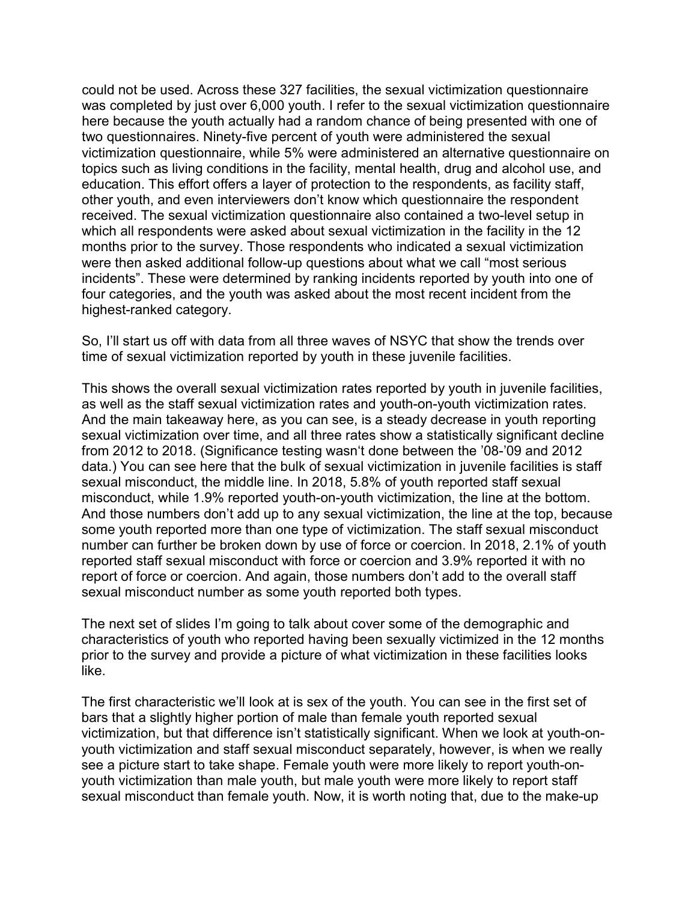could not be used. Across these 327 facilities, the sexual victimization questionnaire was completed by just over 6,000 youth. I refer to the sexual victimization questionnaire here because the youth actually had a random chance of being presented with one of two questionnaires. Ninety-five percent of youth were administered the sexual victimization questionnaire, while 5% were administered an alternative questionnaire on topics such as living conditions in the facility, mental health, drug and alcohol use, and education. This effort offers a layer of protection to the respondents, as facility staff, other youth, and even interviewers don't know which questionnaire the respondent received. The sexual victimization questionnaire also contained a two-level setup in which all respondents were asked about sexual victimization in the facility in the 12 months prior to the survey. Those respondents who indicated a sexual victimization were then asked additional follow-up questions about what we call "most serious incidents". These were determined by ranking incidents reported by youth into one of four categories, and the youth was asked about the most recent incident from the highest-ranked category.

So, I'll start us off with data from all three waves of NSYC that show the trends over time of sexual victimization reported by youth in these juvenile facilities.

This shows the overall sexual victimization rates reported by youth in juvenile facilities, as well as the staff sexual victimization rates and youth-on-youth victimization rates. And the main takeaway here, as you can see, is a steady decrease in youth reporting sexual victimization over time, and all three rates show a statistically significant decline from 2012 to 2018. (Significance testing wasn't done between the '08-'09 and 2012 data.) You can see here that the bulk of sexual victimization in juvenile facilities is staff sexual misconduct, the middle line. In 2018, 5.8% of youth reported staff sexual misconduct, while 1.9% reported youth-on-youth victimization, the line at the bottom. And those numbers don't add up to any sexual victimization, the line at the top, because some youth reported more than one type of victimization. The staff sexual misconduct number can further be broken down by use of force or coercion. In 2018, 2.1% of youth reported staff sexual misconduct with force or coercion and 3.9% reported it with no report of force or coercion. And again, those numbers don't add to the overall staff sexual misconduct number as some youth reported both types.

The next set of slides I'm going to talk about cover some of the demographic and characteristics of youth who reported having been sexually victimized in the 12 months prior to the survey and provide a picture of what victimization in these facilities looks like.

The first characteristic we'll look at is sex of the youth. You can see in the first set of bars that a slightly higher portion of male than female youth reported sexual victimization, but that difference isn't statistically significant. When we look at youth-on-youth victimization and staff sexual misconduct separately, however, is when we really see a picture start to take shape. Female youth were more likely to report youth-on-youth victimization than male youth, but male youth were more likely to report staff sexual misconduct than female youth. Now, it is worth noting that, due to the make-up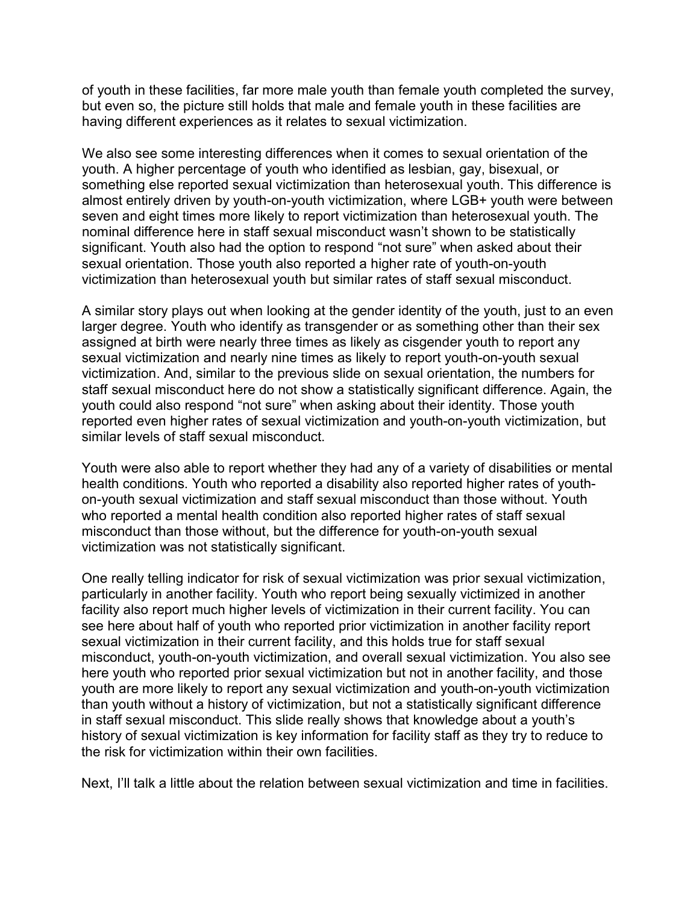of youth in these facilities, far more male youth than female youth completed the survey, but even so, the picture still holds that male and female youth in these facilities are having different experiences as it relates to sexual victimization.

We also see some interesting differences when it comes to sexual orientation of the youth. A higher percentage of youth who identified as lesbian, gay, bisexual, or something else reported sexual victimization than heterosexual youth. This difference is almost entirely driven by youth-on-youth victimization, where LGB+ youth were between seven and eight times more likely to report victimization than heterosexual youth. The nominal difference here in staff sexual misconduct wasn't shown to be statistically significant. Youth also had the option to respond "not sure" when asked about their sexual orientation. Those youth also reported a higher rate of youth-on-youth victimization than heterosexual youth but similar rates of staff sexual misconduct.

A similar story plays out when looking at the gender identity of the youth, just to an even larger degree. Youth who identify as transgender or as something other than their sex assigned at birth were nearly three times as likely as cisgender youth to report any sexual victimization and nearly nine times as likely to report youth-on-youth sexual victimization. And, similar to the previous slide on sexual orientation, the numbers for staff sexual misconduct here do not show a statistically significant difference. Again, the youth could also respond "not sure" when asking about their identity. Those youth reported even higher rates of sexual victimization and youth-on-youth victimization, but similar levels of staff sexual misconduct.

Youth were also able to report whether they had any of a variety of disabilities or mental health conditions. Youth who reported a disability also reported higher rates of youth-on-youth sexual victimization and staff sexual misconduct than those without. Youth who reported a mental health condition also reported higher rates of staff sexual misconduct than those without, but the difference for youth-on-youth sexual victimization was not statistically significant.

One really telling indicator for risk of sexual victimization was prior sexual victimization, particularly in another facility. Youth who report being sexually victimized in another facility also report much higher levels of victimization in their current facility. You can see here about half of youth who reported prior victimization in another facility report sexual victimization in their current facility, and this holds true for staff sexual misconduct, youth-on-youth victimization, and overall sexual victimization. You also see here youth who reported prior sexual victimization but not in another facility, and those youth are more likely to report any sexual victimization and youth-on-youth victimization than youth without a history of victimization, but not a statistically significant difference in staff sexual misconduct. This slide really shows that knowledge about a youth's history of sexual victimization is key information for facility staff as they try to reduce to the risk for victimization within their own facilities.

Next, I'll talk a little about the relation between sexual victimization and time in facilities.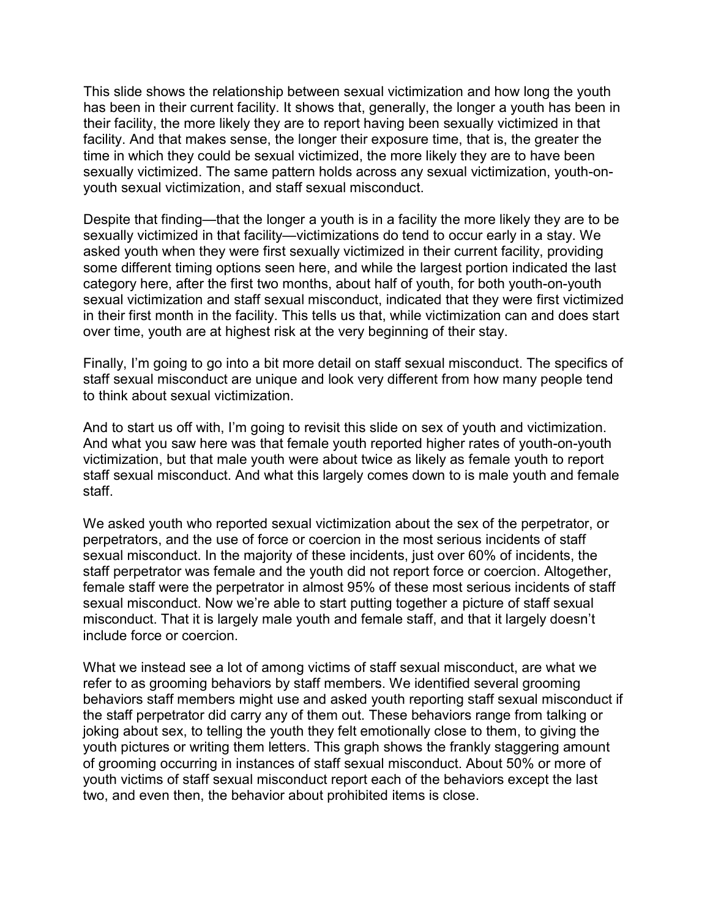This slide shows the relationship between sexual victimization and how long the youth has been in their current facility. It shows that, generally, the longer a youth has been in their facility, the more likely they are to report having been sexually victimized in that facility. And that makes sense, the longer their exposure time, that is, the greater the time in which they could be sexual victimized, the more likely they are to have been sexually victimized. The same pattern holds across any sexual victimization, youth-on-youth sexual victimization, and staff sexual misconduct.

Despite that finding—that the longer a youth is in a facility the more likely they are to be sexually victimized in that facility—victimizations do tend to occur early in a stay. We asked youth when they were first sexually victimized in their current facility, providing some different timing options seen here, and while the largest portion indicated the last category here, after the first two months, about half of youth, for both youth-on-youth sexual victimization and staff sexual misconduct, indicated that they were first victimized in their first month in the facility. This tells us that, while victimization can and does start over time, youth are at highest risk at the very beginning of their stay.

Finally, I'm going to go into a bit more detail on staff sexual misconduct. The specifics of staff sexual misconduct are unique and look very different from how many people tend to think about sexual victimization.

And to start us off with, I'm going to revisit this slide on sex of youth and victimization. And what you saw here was that female youth reported higher rates of youth-on-youth victimization, but that male youth were about twice as likely as female youth to report staff sexual misconduct. And what this largely comes down to is male youth and female staff.

We asked youth who reported sexual victimization about the sex of the perpetrator, or perpetrators, and the use of force or coercion in the most serious incidents of staff sexual misconduct. In the majority of these incidents, just over 60% of incidents, the staff perpetrator was female and the youth did not report force or coercion. Altogether, female staff were the perpetrator in almost 95% of these most serious incidents of staff sexual misconduct. Now we're able to start putting together a picture of staff sexual misconduct. That it is largely male youth and female staff, and that it largely doesn't include force or coercion.

What we instead see a lot of among victims of staff sexual misconduct, are what we refer to as grooming behaviors by staff members. We identified several grooming behaviors staff members might use and asked youth reporting staff sexual misconduct if the staff perpetrator did carry any of them out. These behaviors range from talking or joking about sex, to telling the youth they felt emotionally close to them, to giving the youth pictures or writing them letters. This graph shows the frankly staggering amount of grooming occurring in instances of staff sexual misconduct. About 50% or more of youth victims of staff sexual misconduct report each of the behaviors except the last two, and even then, the behavior about prohibited items is close.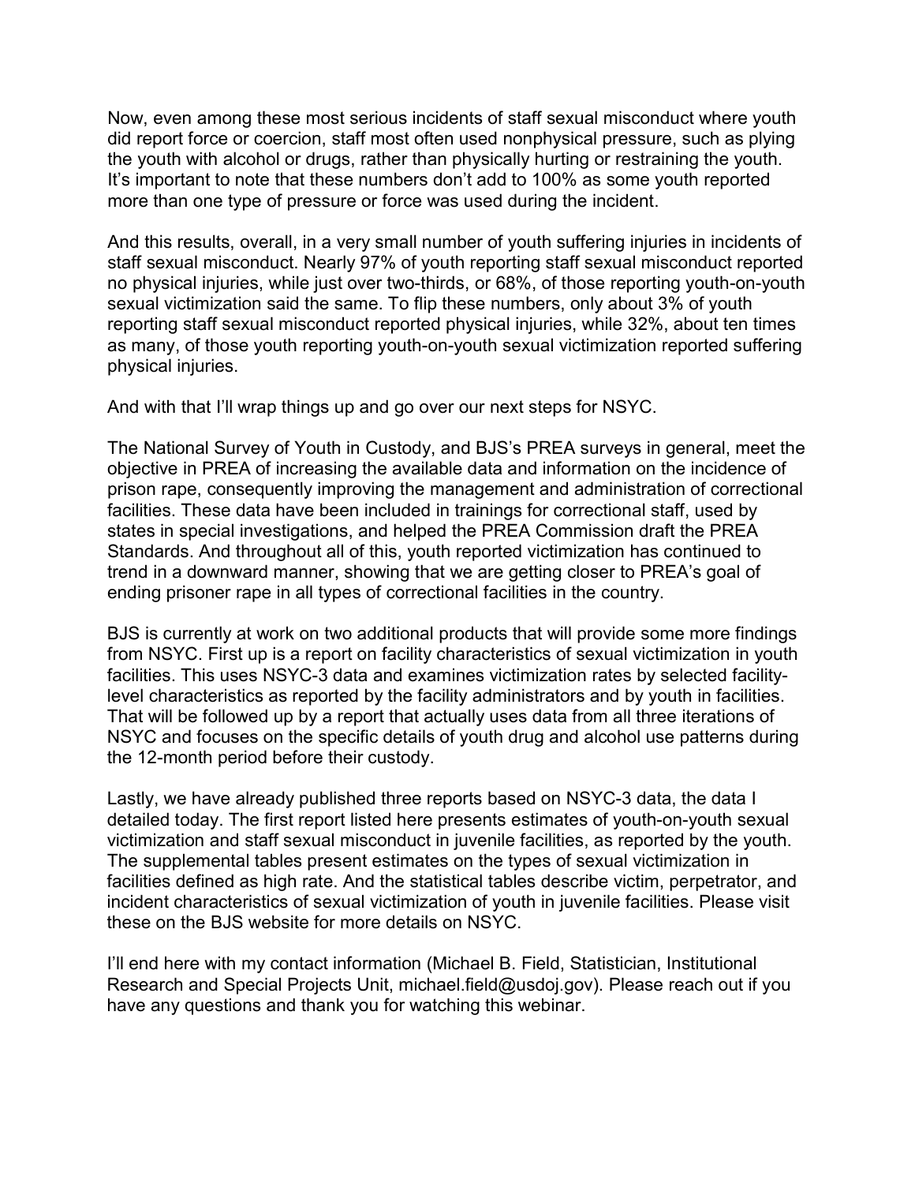Now, even among these most serious incidents of staff sexual misconduct where youth did report force or coercion, staff most often used nonphysical pressure, such as plying the youth with alcohol or drugs, rather than physically hurting or restraining the youth. It's important to note that these numbers don't add to 100% as some youth reported more than one type of pressure or force was used during the incident.

And this results, overall, in a very small number of youth suffering injuries in incidents of staff sexual misconduct. Nearly 97% of youth reporting staff sexual misconduct reported no physical injuries, while just over two-thirds, or 68%, of those reporting youth-on-youth sexual victimization said the same. To flip these numbers, only about 3% of youth reporting staff sexual misconduct reported physical injuries, while 32%, about ten times as many, of those youth reporting youth-on-youth sexual victimization reported suffering physical injuries.

And with that I'll wrap things up and go over our next steps for NSYC.

The National Survey of Youth in Custody, and BJS's PREA surveys in general, meet the objective in PREA of increasing the available data and information on the incidence of prison rape, consequently improving the management and administration of correctional facilities. These data have been included in trainings for correctional staff, used by states in special investigations, and helped the PREA Commission draft the PREA Standards. And throughout all of this, youth reported victimization has continued to trend in a downward manner, showing that we are getting closer to PREA's goal of ending prisoner rape in all types of correctional facilities in the country.

BJS is currently at work on two additional products that will provide some more findings from NSYC. First up is a report on facility characteristics of sexual victimization in youth facilities. This uses NSYC-3 data and examines victimization rates by selected facility-level characteristics as reported by the facility administrators and by youth in facilities. That will be followed up by a report that actually uses data from all three iterations of NSYC and focuses on the specific details of youth drug and alcohol use patterns during the 12-month period before their custody.

Lastly, we have already published three reports based on NSYC-3 data, the data I detailed today. The first report listed here presents estimates of youth-on-youth sexual victimization and staff sexual misconduct in juvenile facilities, as reported by the youth. The supplemental tables present estimates on the types of sexual victimization in facilities defined as high rate. And the statistical tables describe victim, perpetrator, and incident characteristics of sexual victimization of youth in juvenile facilities. Please visit these on the BJS website for more details on NSYC.

I'll end here with my contact information (Michael B. Field, Statistician, Institutional Research and Special Projects Unit, michael.field@usdoj.gov). Please reach out if you have any questions and thank you for watching this webinar.